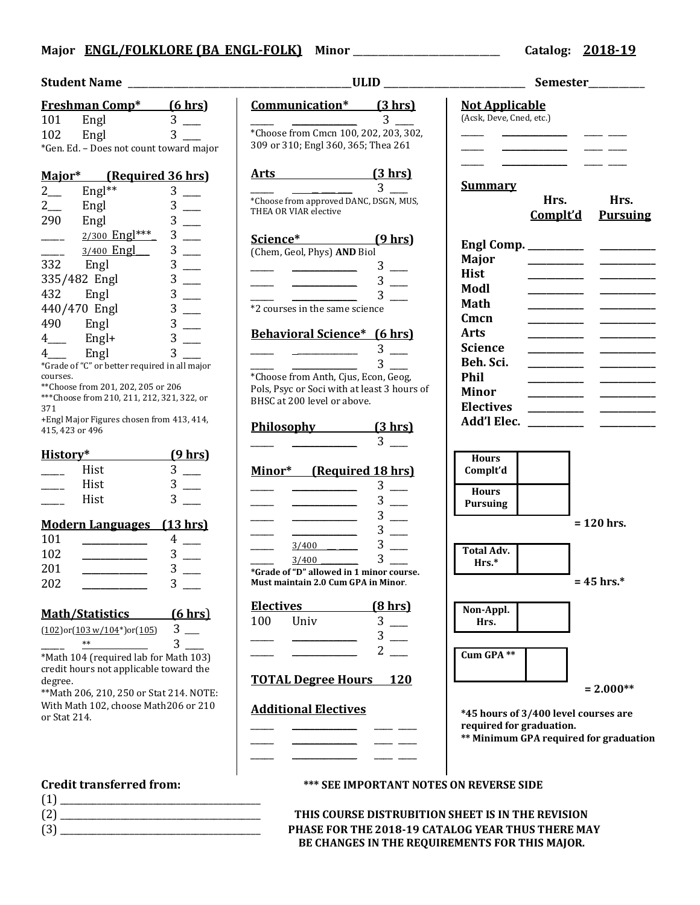**Major** **ENGL/FOLKLORE (BA ENGL-FOLK)** **Minor** ______________________________ **Catalog:** **2018-19**

**Student Name** _______________________________________________ **ULID** ______________________________ **Semester** ____________

## Freshman Comp* (6 hrs)

| | | | |
|---|---|---|---|
| 101 | Engl | 3 | ___ |
| 102 | Engl | 3 | ___ |

*Gen. Ed. – Does not count toward major

## Major* (Required 36 hrs)

| | | | |
|---|---|---|---|
| 2___ | Engl** | 3 | ___ |
| 2___ | Engl | 3 | ___ |
| 290 | Engl | 3 | ___ |
| ____ | 2/300 Engl*** | 3 | ___ |
| ____ | 3/400 Engl___ | 3 | ___ |
| 332 | Engl | 3 | ___ |
| 335/482 | Engl | 3 | ___ |
| 432 | Engl | 3 | ___ |
| 440/470 | Engl | 3 | ___ |
| 490 | Engl | 3 | ___ |
| 4___ | Engl+ | 3 | ___ |
| 4___ | Engl | 3 | ___ |

*Grade of "C" or better required in all major courses.
**Choose from 201, 202, 205 or 206
***Choose from 210, 211, 212, 321, 322, or 371
+Engl Major Figures chosen from 413, 414, 415, 423 or 496

## History* (9 hrs)

| | | | |
|---|---|---|---|
| ____ | Hist | 3 | ___ |
| ____ | Hist | 3 | ___ |
| ____ | Hist | 3 | ___ |

## Modern Languages (13 hrs)

| | | | |
|---|---|---|---|
| 101 | ____________ | 4 | ___ |
| 102 | ____________ | 3 | ___ |
| 201 | ____________ | 3 | ___ |
| 202 | ____________ | 3 | ___ |

## Math/Statistics (6 hrs)

| | | | |
|---|---|---|---|
| (102)or(103 w/104*)or(105) | | 3 | ___ |
| ____ | ** | 3 | ___ |

*Math 104 (required lab for Math 103) credit hours not applicable toward the degree.
**Math 206, 210, 250 or Stat 214. NOTE: With Math 102, choose Math206 or 210 or Stat 214.

## Communication* (3 hrs)

| | | | |
|---|---|---|---|
| ____ | ____________ | 3 | ___ |

*Choose from Cmcn 100, 202, 203, 302, 309 or 310; Engl 360, 365; Thea 261

## Arts (3 hrs)

| | | | |
|---|---|---|---|
| ____ | ____________ | 3 | ___ |

*Choose from approved DANC, DSGN, MUS, THEA OR VIAR elective

## Science* (9 hrs)

(Chem, Geol, Phys) **AND** Biol

| | | | |
|---|---|---|---|
| ____ | ____________ | 3 | ___ |
| ____ | ____________ | 3 | ___ |
| ____ | ____________ | 3 | ___ |

*2 courses in the same science

## Behavioral Science* (6 hrs)

| | | | |
|---|---|---|---|
| ____ | ____________ | 3 | ___ |
| ____ | ____________ | 3 | ___ |

*Choose from Anth, Cjus, Econ, Geog, Pols, Psyc or Soci with at least 3 hours of BHSC at 200 level or above.

## Philosophy (3 hrs)

| | | | |
|---|---|---|---|
| ____ | ____________ | 3 | ___ |

## Minor* (Required 18 hrs)

| | | | |
|---|---|---|---|
| ____ | ____________ | 3 | ___ |
| ____ | ____________ | 3 | ___ |
| ____ | ____________ | 3 | ___ |
| ____ | ____________ | 3 | ___ |
| ____ | 3/400 ______ | 3 | ___ |
| ____ | 3/400 ______ | 3 | ___ |

***Grade of "D" allowed in 1 minor course. Must maintain 2.0 Cum GPA in Minor.**

## Electives (8 hrs)

| | | | |
|---|---|---|---|
| 100 | Univ | 3 | ___ |
| ____ | ____________ | 3 | ___ |
| ____ | ____________ | 2 | ___ |

## TOTAL Degree Hours 120

## Additional Electives

| | | | |
|---|---|---|---|
| ____ | ____________ | ____ | ____ |
| ____ | ____________ | ____ | ____ |
| ____ | ____________ | ____ | ____ |

## Not Applicable

(Acsk, Deve, Cned, etc.)

| | | | |
|---|---|---|---|
| ____ | ____________ | ____ | ____ |
| ____ | ____________ | ____ | ____ |
| ____ | ____________ | ____ | ____ |

## Summary

| | Hrs. Complt'd | Hrs. Pursuing |
|---|---|---|
| Engl Comp. | ________ | ________ |
| Major | ________ | ________ |
| Hist | ________ | ________ |
| Modl | ________ | ________ |
| Math | ________ | ________ |
| Cmcn | ________ | ________ |
| Arts | ________ | ________ |
| Science | ________ | ________ |
| Beh. Sci. | ________ | ________ |
| Phil | ________ | ________ |
| Minor | ________ | ________ |
| Electives | ________ | ________ |
| Add'l Elec. | ________ | ________ |

| | |
|---|---|
| Hours Complt'd | |
| Hours Pursuing | |

= 120 hrs.

| | |
|---|---|
| Total Adv. Hrs.* | |

= 45 hrs.*

| | |
|---|---|
| Non-Appl. Hrs. | |

| | |
|---|---|
| Cum GPA ** | |

= 2.000**

***45 hours of 3/400 level courses are required for graduation.**
**** Minimum GPA required for graduation**

**Credit transferred from:**

(1) ________________________________________
(2) ________________________________________
(3) ________________________________________

**\*\*\* SEE IMPORTANT NOTES ON REVERSE SIDE**

**THIS COURSE DISTRUBITION SHEET IS IN THE REVISION PHASE FOR THE 2018-19 CATALOG YEAR THUS THERE MAY BE CHANGES IN THE REQUIREMENTS FOR THIS MAJOR.**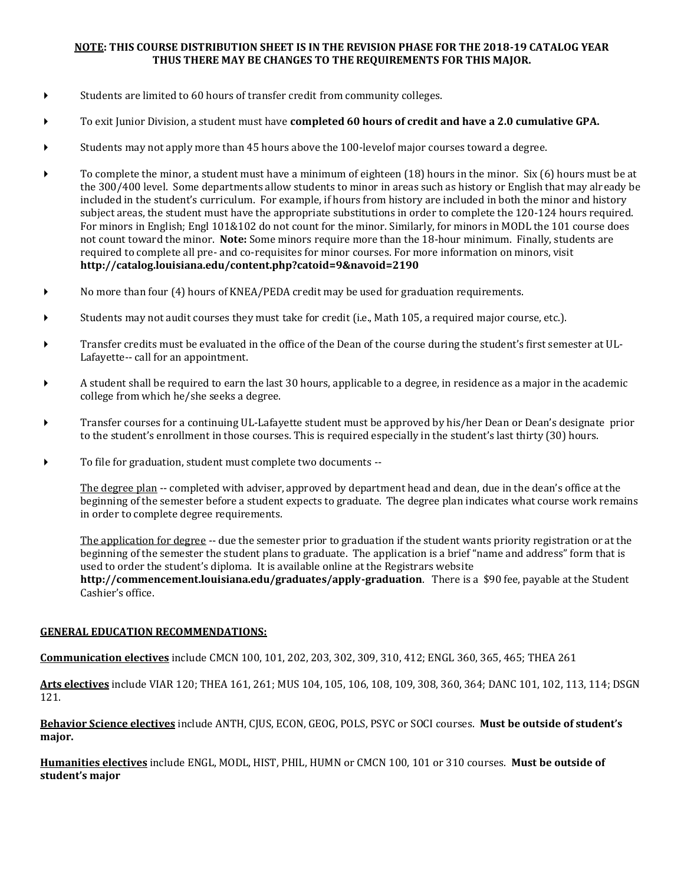**<u>NOTE</u>: THIS COURSE DISTRIBUTION SHEET IS IN THE REVISION PHASE FOR THE 2018-19 CATALOG YEAR THUS THERE MAY BE CHANGES TO THE REQUIREMENTS FOR THIS MAJOR.**

- Students are limited to 60 hours of transfer credit from community colleges.
- To exit Junior Division, a student must have **completed 60 hours of credit and have a 2.0 cumulative GPA.**
- Students may not apply more than 45 hours above the 100-levelof major courses toward a degree.
- To complete the minor, a student must have a minimum of eighteen (18) hours in the minor. Six (6) hours must be at the 300/400 level. Some departments allow students to minor in areas such as history or English that may already be included in the student's curriculum. For example, if hours from history are included in both the minor and history subject areas, the student must have the appropriate substitutions in order to complete the 120-124 hours required. For minors in English; Engl 101&102 do not count for the minor. Similarly, for minors in MODL the 101 course does not count toward the minor. **Note:** Some minors require more than the 18-hour minimum. Finally, students are required to complete all pre- and co-requisites for minor courses. For more information on minors, visit **http://catalog.louisiana.edu/content.php?catoid=9&navoid=2190**
- No more than four (4) hours of KNEA/PEDA credit may be used for graduation requirements.
- Students may not audit courses they must take for credit (i.e., Math 105, a required major course, etc.).
- Transfer credits must be evaluated in the office of the Dean of the course during the student's first semester at UL-Lafayette-- call for an appointment.
- A student shall be required to earn the last 30 hours, applicable to a degree, in residence as a major in the academic college from which he/she seeks a degree.
- Transfer courses for a continuing UL-Lafayette student must be approved by his/her Dean or Dean's designate prior to the student's enrollment in those courses. This is required especially in the student's last thirty (30) hours.
- To file for graduation, student must complete two documents --

  <u>The degree plan</u> -- completed with adviser, approved by department head and dean, due in the dean's office at the beginning of the semester before a student expects to graduate. The degree plan indicates what course work remains in order to complete degree requirements.

  <u>The application for degree</u> -- due the semester prior to graduation if the student wants priority registration or at the beginning of the semester the student plans to graduate. The application is a brief "name and address" form that is used to order the student's diploma. It is available online at the Registrars website **http://commencement.louisiana.edu/graduates/apply-graduation**. There is a $90 fee, payable at the Student Cashier's office.

**<u>GENERAL EDUCATION RECOMMENDATIONS:</u>**

**<u>Communication electives</u>** include CMCN 100, 101, 202, 203, 302, 309, 310, 412; ENGL 360, 365, 465; THEA 261

**<u>Arts electives</u>** include VIAR 120; THEA 161, 261; MUS 104, 105, 106, 108, 109, 308, 360, 364; DANC 101, 102, 113, 114; DSGN 121.

**<u>Behavior Science electives</u>** include ANTH, CJUS, ECON, GEOG, POLS, PSYC or SOCI courses. **Must be outside of student's major.**

**<u>Humanities electives</u>** include ENGL, MODL, HIST, PHIL, HUMN or CMCN 100, 101 or 310 courses. **Must be outside of student's major**